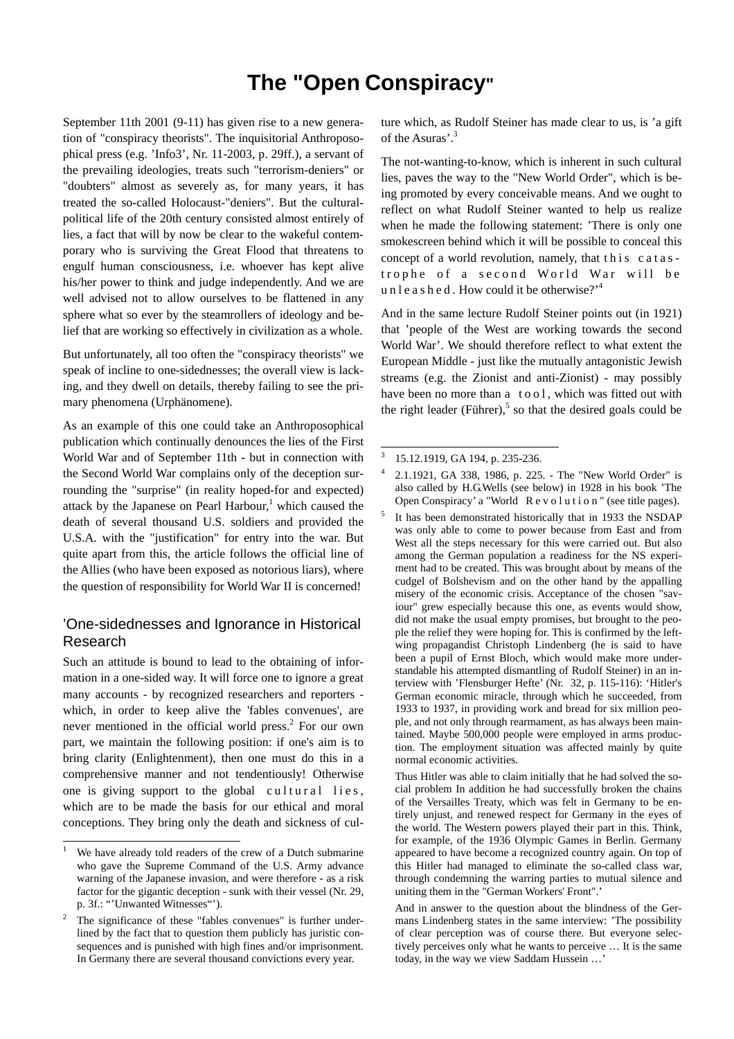# The "Open Conspiracy"

September 11th 2001 (9-11) has given rise to a new generation of "conspiracy theorists". The inquisitorial Anthroposophical press (e.g. 'Info3', Nr. 11-2003, p. 29ff.), a servant of the prevailing ideologies, treats such "terrorism-deniers" or "doubters" almost as severely as, for many years, it has treated the so-called Holocaust-"deniers". But the cultural-political life of the 20th century consisted almost entirely of lies, a fact that will by now be clear to the wakeful contemporary who is surviving the Great Flood that threatens to engulf human consciousness, i.e. whoever has kept alive his/her power to think and judge independently. And we are well advised not to allow ourselves to be flattened in any sphere what so ever by the steamrollers of ideology and belief that are working so effectively in civilization as a whole.

But unfortunately, all too often the "conspiracy theorists" we speak of incline to one-sidednesses; the overall view is lacking, and they dwell on details, thereby failing to see the primary phenomena (Urphänomene).

As an example of this one could take an Anthroposophical publication which continually denounces the lies of the First World War and of September 11th - but in connection with the Second World War complains only of the deception surrounding the "surprise" (in reality hoped-for and expected) attack by the Japanese on Pearl Harbour,[1] which caused the death of several thousand U.S. soldiers and provided the U.S.A. with the "justification" for entry into the war. But quite apart from this, the article follows the official line of the Allies (who have been exposed as notorious liars), where the question of responsibility for World War II is concerned!

## 'One-sidednesses and Ignorance in Historical Research

Such an attitude is bound to lead to the obtaining of information in a one-sided way. It will force one to ignore a great many accounts - by recognized researchers and reporters - which, in order to keep alive the 'fables convenues', are never mentioned in the official world press.[2] For our own part, we maintain the following position: if one's aim is to bring clarity (Enlightenment), then one must do this in a comprehensive manner and not tendentiously! Otherwise one is giving support to the global c u l t u r a l l i e s, which are to be made the basis for our ethical and moral conceptions. They bring only the death and sickness of culture which, as Rudolf Steiner has made clear to us, is 'a gift of the Asuras'.[3]

The not-wanting-to-know, which is inherent in such cultural lies, paves the way to the "New World Order", which is being promoted by every conceivable means. And we ought to reflect on what Rudolf Steiner wanted to help us realize when he made the following statement: 'There is only one smokescreen behind which it will be possible to conceal this concept of a world revolution, namely, that t h i s c a t a s - t r o p h e o f a s e c o n d W o r l d W a r w i l l b e u n l e a s h e d . How could it be otherwise?'[4]

And in the same lecture Rudolf Steiner points out (in 1921) that 'people of the West are working towards the second World War'. We should therefore reflect to what extent the European Middle - just like the mutually antagonistic Jewish streams (e.g. the Zionist and anti-Zionist) - may possibly have been no more than a t o o l, which was fitted out with the right leader (Führer),[5] so that the desired goals could be

---

[1] We have already told readers of the crew of a Dutch submarine who gave the Supreme Command of the U.S. Army advance warning of the Japanese invasion, and were therefore - as a risk factor for the gigantic deception - sunk with their vessel (Nr. 29, p. 3f.: "'Unwanted Witnesses"').

[2] The significance of these "fables convenues" is further underlined by the fact that to question them publicly has juristic consequences and is punished with high fines and/or imprisonment. In Germany there are several thousand convictions every year.

[3] 15.12.1919, GA 194, p. 235-236.

[4] 2.1.1921, GA 338, 1986, p. 225. - The "New World Order" is also called by H.G.Wells (see below) in 1928 in his book 'The Open Conspiracy' a "World R e v o l u t i o n " (see title pages).

[5] It has been demonstrated historically that in 1933 the NSDAP was only able to come to power because from East and from West all the steps necessary for this were carried out. But also among the German population a readiness for the NS experiment had to be created. This was brought about by means of the cudgel of Bolshevism and on the other hand by the appalling misery of the economic crisis. Acceptance of the chosen "saviour" grew especially because this one, as events would show, did not make the usual empty promises, but brought to the people the relief they were hoping for. This is confirmed by the left-wing propagandist Christoph Lindenberg (he is said to have been a pupil of Ernst Bloch, which would make more understandable his attempted dismantling of Rudolf Steiner) in an interview with 'Flensburger Hefte' (Nr. 32, p. 115-116): 'Hitler's German economic miracle, through which he succeeded, from 1933 to 1937, in providing work and bread for six million people, and not only through rearmament, as has always been maintained. Maybe 500,000 people were employed in arms production. The employment situation was affected mainly by quite normal economic activities.

Thus Hitler was able to claim initially that he had solved the social problem In addition he had successfully broken the chains of the Versailles Treaty, which was felt in Germany to be entirely unjust, and renewed respect for Germany in the eyes of the world. The Western powers played their part in this. Think, for example, of the 1936 Olympic Games in Berlin. Germany appeared to have become a recognized country again. On top of this Hitler had managed to eliminate the so-called class war, through condemning the warring parties to mutual silence and uniting them in the "German Workers' Front".'

And in answer to the question about the blindness of the Germans Lindenberg states in the same interview: 'The possibility of clear perception was of course there. But everyone selectively perceives only what he wants to perceive … It is the same today, in the way we view Saddam Hussein …'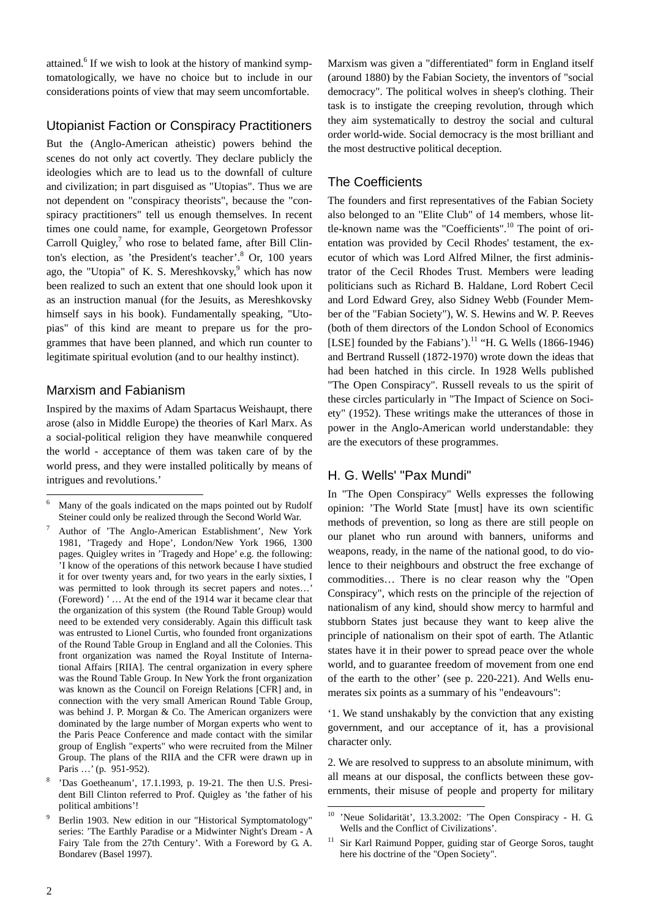attained.[6] If we wish to look at the history of mankind symptomatologically, we have no choice but to include in our considerations points of view that may seem uncomfortable.

## Utopianist Faction or Conspiracy Practitioners

But the (Anglo-American atheistic) powers behind the scenes do not only act covertly. They declare publicly the ideologies which are to lead us to the downfall of culture and civilization; in part disguised as "Utopias". Thus we are not dependent on "conspiracy theorists", because the "conspiracy practitioners" tell us enough themselves. In recent times one could name, for example, Georgetown Professor Carroll Quigley,[7] who rose to belated fame, after Bill Clinton's election, as 'the President's teacher'.[8] Or, 100 years ago, the "Utopia" of K. S. Mereshkovsky,[9] which has now been realized to such an extent that one should look upon it as an instruction manual (for the Jesuits, as Mereshkovsky himself says in his book). Fundamentally speaking, "Utopias" of this kind are meant to prepare us for the programmes that have been planned, and which run counter to legitimate spiritual evolution (and to our healthy instinct).

## Marxism and Fabianism

Inspired by the maxims of Adam Spartacus Weishaupt, there arose (also in Middle Europe) the theories of Karl Marx. As a social-political religion they have meanwhile conquered the world - acceptance of them was taken care of by the world press, and they were installed politically by means of intrigues and revolutions.'

Marxism was given a "differentiated" form in England itself (around 1880) by the Fabian Society, the inventors of "social democracy". The political wolves in sheep's clothing. Their task is to instigate the creeping revolution, through which they aim systematically to destroy the social and cultural order world-wide. Social democracy is the most brilliant and the most destructive political deception.

## The Coefficients

The founders and first representatives of the Fabian Society also belonged to an "Elite Club" of 14 members, whose little-known name was the "Coefficients".[10] The point of orientation was provided by Cecil Rhodes' testament, the executor of which was Lord Alfred Milner, the first administrator of the Cecil Rhodes Trust. Members were leading politicians such as Richard B. Haldane, Lord Robert Cecil and Lord Edward Grey, also Sidney Webb (Founder Member of the "Fabian Society"), W. S. Hewins and W. P. Reeves (both of them directors of the London School of Economics [LSE] founded by the Fabians').[11] "H. G. Wells (1866-1946) and Bertrand Russell (1872-1970) wrote down the ideas that had been hatched in this circle. In 1928 Wells published "The Open Conspiracy". Russell reveals to us the spirit of these circles particularly in "The Impact of Science on Society" (1952). These writings make the utterances of those in power in the Anglo-American world understandable: they are the executors of these programmes.

## H. G. Wells' "Pax Mundi"

In "The Open Conspiracy" Wells expresses the following opinion: 'The World State [must] have its own scientific methods of prevention, so long as there are still people on our planet who run around with banners, uniforms and weapons, ready, in the name of the national good, to do violence to their neighbours and obstruct the free exchange of commodities… There is no clear reason why the "Open Conspiracy", which rests on the principle of the rejection of nationalism of any kind, should show mercy to harmful and stubborn States just because they want to keep alive the principle of nationalism on their spot of earth. The Atlantic states have it in their power to spread peace over the whole world, and to guarantee freedom of movement from one end of the earth to the other' (see p. 220-221). And Wells enumerates six points as a summary of his "endeavours":

'1. We stand unshakably by the conviction that any existing government, and our acceptance of it, has a provisional character only.

2. We are resolved to suppress to an absolute minimum, with all means at our disposal, the conflicts between these governments, their misuse of people and property for military

---

[6] Many of the goals indicated on the maps pointed out by Rudolf Steiner could only be realized through the Second World War.

[7] Author of 'The Anglo-American Establishment', New York 1981, 'Tragedy and Hope', London/New York 1966, 1300 pages. Quigley writes in 'Tragedy and Hope' e.g. the following: 'I know of the operations of this network because I have studied it for over twenty years and, for two years in the early sixties, I was permitted to look through its secret papers and notes…' (Foreword) ' … At the end of the 1914 war it became clear that the organization of this system (the Round Table Group) would need to be extended very considerably. Again this difficult task was entrusted to Lionel Curtis, who founded front organizations of the Round Table Group in England and all the Colonies. This front organization was named the Royal Institute of International Affairs [RIIA]. The central organization in every sphere was the Round Table Group. In New York the front organization was known as the Council on Foreign Relations [CFR] and, in connection with the very small American Round Table Group, was behind J. P. Morgan & Co. The American organizers were dominated by the large number of Morgan experts who went to the Paris Peace Conference and made contact with the similar group of English "experts" who were recruited from the Milner Group. The plans of the RIIA and the CFR were drawn up in Paris …' (p. 951-952).

[8] 'Das Goetheanum', 17.1.1993, p. 19-21. The then U.S. President Bill Clinton referred to Prof. Quigley as 'the father of his political ambitions'!

[9] Berlin 1903. New edition in our "Historical Symptomatology" series: 'The Earthly Paradise or a Midwinter Night's Dream - A Fairy Tale from the 27th Century'. With a Foreword by G. A. Bondarev (Basel 1997).

[10] 'Neue Solidarität', 13.3.2002: 'The Open Conspiracy - H. G. Wells and the Conflict of Civilizations'.

[11] Sir Karl Raimund Popper, guiding star of George Soros, taught here his doctrine of the "Open Society".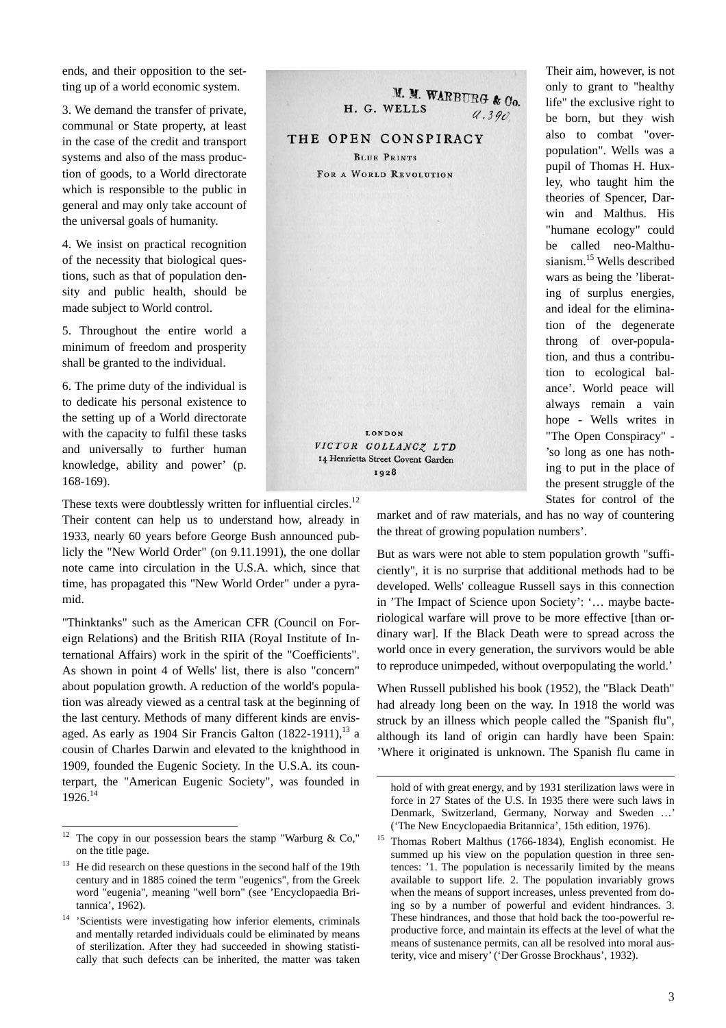ends, and their opposition to the setting up of a world economic system.

3. We demand the transfer of private, communal or State property, at least in the case of the credit and transport systems and also of the mass production of goods, to a World directorate which is responsible to the public in general and may only take account of the universal goals of humanity.

4. We insist on practical recognition of the necessity that biological questions, such as that of population density and public health, should be made subject to World control.

5. Throughout the entire world a minimum of freedom and prosperity shall be granted to the individual.

6. The prime duty of the individual is to dedicate his personal existence to the setting up of a World directorate with the capacity to fulfil these tasks and universally to further human knowledge, ability and power' (p. 168-169).

M. M. WARBURG & Co.
H. G. WELLS
a.390

THE OPEN CONSPIRACY

BLUE PRINTS
FOR A WORLD REVOLUTION

LONDON
VICTOR GOLLANCZ LTD
14 Henrietta Street Covent Garden
1928

These texts were doubtlessly written for influential circles.[12] Their content can help us to understand how, already in 1933, nearly 60 years before George Bush announced publicly the "New World Order" (on 9.11.1991), the one dollar note came into circulation in the U.S.A. which, since that time, has propagated this "New World Order" under a pyramid.

"Thinktanks" such as the American CFR (Council on Foreign Relations) and the British RIIA (Royal Institute of International Affairs) work in the spirit of the "Coefficients". As shown in point 4 of Wells' list, there is also "concern" about population growth. A reduction of the world's population was already viewed as a central task at the beginning of the last century. Methods of many different kinds are envisaged. As early as 1904 Sir Francis Galton (1822-1911),[13] a cousin of Charles Darwin and elevated to the knighthood in 1909, founded the Eugenic Society. In the U.S.A. its counterpart, the "American Eugenic Society", was founded in 1926.[14]

Their aim, however, is not only to grant to "healthy life" the exclusive right to be born, but they wish also to combat "overpopulation". Wells was a pupil of Thomas H. Huxley, who taught him the theories of Spencer, Darwin and Malthus. His "humane ecology" could be called neo-Malthusianism.[15] Wells described wars as being the 'liberating of surplus energies, and ideal for the elimination of the degenerate throng of over-population, and thus a contribution to ecological balance'. World peace will always remain a vain hope - Wells writes in "The Open Conspiracy" - 'so long as one has nothing to put in the place of the present struggle of the States for control of the market and of raw materials, and has no way of countering the threat of growing population numbers'.

But as wars were not able to stem population growth "sufficiently", it is no surprise that additional methods had to be developed. Wells' colleague Russell says in this connection in 'The Impact of Science upon Society': '… maybe bacteriological warfare will prove to be more effective [than ordinary war]. If the Black Death were to spread across the world once in every generation, the survivors would be able to reproduce unimpeded, without overpopulating the world.'

When Russell published his book (1952), the "Black Death" had already long been on the way. In 1918 the world was struck by an illness which people called the "Spanish flu", although its land of origin can hardly have been Spain: 'Where it originated is unknown. The Spanish flu came in

---

[12] The copy in our possession bears the stamp "Warburg & Co," on the title page.

[13] He did research on these questions in the second half of the 19th century and in 1885 coined the term "eugenics", from the Greek word "eugenia", meaning "well born" (see 'Encyclopaedia Britannica', 1962).

[14] 'Scientists were investigating how inferior elements, criminals and mentally retarded individuals could be eliminated by means of sterilization. After they had succeeded in showing statistically that such defects can be inherited, the matter was taken hold of with great energy, and by 1931 sterilization laws were in force in 27 States of the U.S. In 1935 there were such laws in Denmark, Switzerland, Germany, Norway and Sweden …' ('The New Encyclopaedia Britannica', 15th edition, 1976).

[15] Thomas Robert Malthus (1766-1834), English economist. He summed up his view on the population question in three sentences: '1. The population is necessarily limited by the means available to support life. 2. The population invariably grows when the means of support increases, unless prevented from doing so by a number of powerful and evident hindrances. 3. These hindrances, and those that hold back the too-powerful reproductive force, and maintain its effects at the level of what the means of sustenance permits, can all be resolved into moral austerity, vice and misery' ('Der Grosse Brockhaus', 1932).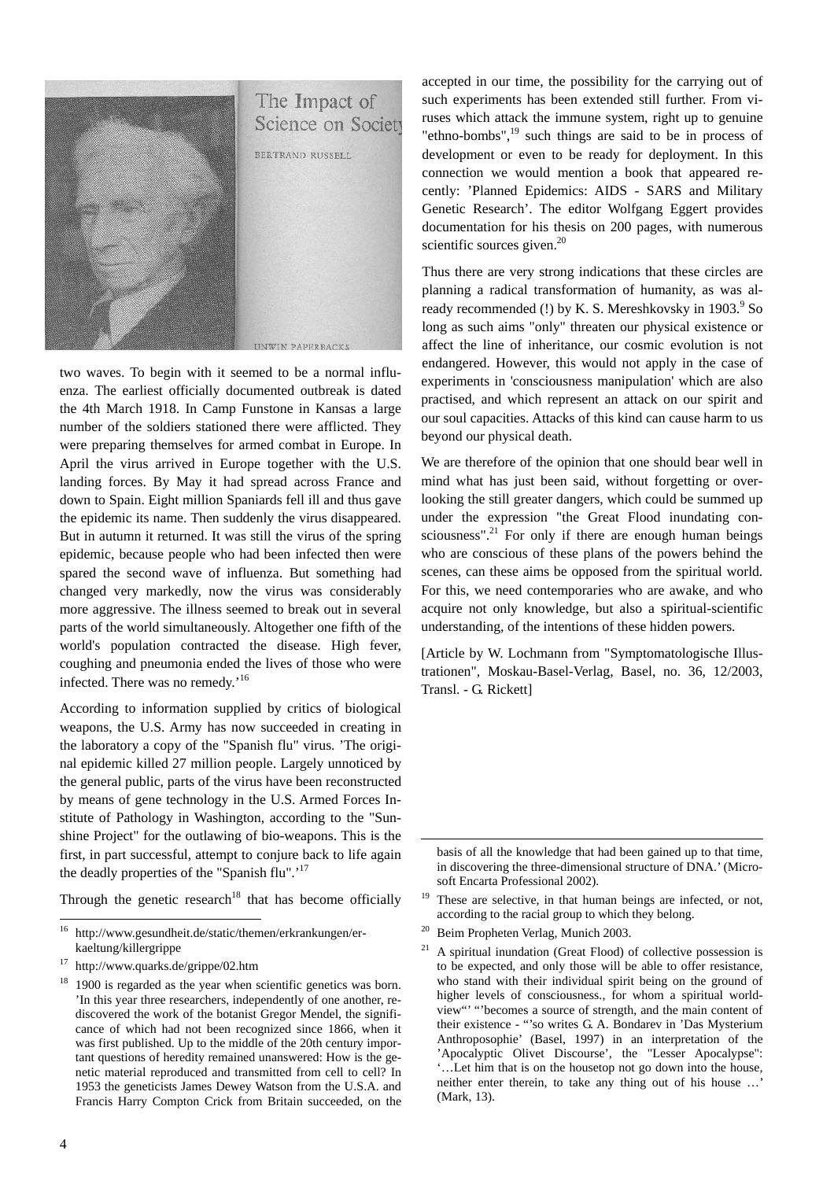two waves. To begin with it seemed to be a normal influenza. The earliest officially documented outbreak is dated the 4th March 1918. In Camp Funstone in Kansas a large number of the soldiers stationed there were afflicted. They were preparing themselves for armed combat in Europe. In April the virus arrived in Europe together with the U.S. landing forces. By May it had spread across France and down to Spain. Eight million Spaniards fell ill and thus gave the epidemic its name. Then suddenly the virus disappeared. But in autumn it returned. It was still the virus of the spring epidemic, because people who had been infected then were spared the second wave of influenza. But something had changed very markedly, now the virus was considerably more aggressive. The illness seemed to break out in several parts of the world simultaneously. Altogether one fifth of the world's population contracted the disease. High fever, coughing and pneumonia ended the lives of those who were infected. There was no remedy.'[16]

According to information supplied by critics of biological weapons, the U.S. Army has now succeeded in creating in the laboratory a copy of the "Spanish flu" virus. 'The original epidemic killed 27 million people. Largely unnoticed by the general public, parts of the virus have been reconstructed by means of gene technology in the U.S. Armed Forces Institute of Pathology in Washington, according to the "Sunshine Project" for the outlawing of bio-weapons. This is the first, in part successful, attempt to conjure back to life again the deadly properties of the "Spanish flu".'[17]

Through the genetic research[18] that has become officially accepted in our time, the possibility for the carrying out of such experiments has been extended still further. From viruses which attack the immune system, right up to genuine "ethno-bombs",[19] such things are said to be in process of development or even to be ready for deployment. In this connection we would mention a book that appeared recently: 'Planned Epidemics: AIDS - SARS and Military Genetic Research'. The editor Wolfgang Eggert provides documentation for his thesis on 200 pages, with numerous scientific sources given.[20]

Thus there are very strong indications that these circles are planning a radical transformation of humanity, as was already recommended (!) by K. S. Mereshkovsky in 1903.[9] So long as such aims "only" threaten our physical existence or affect the line of inheritance, our cosmic evolution is not endangered. However, this would not apply in the case of experiments in 'consciousness manipulation' which are also practised, and which represent an attack on our spirit and our soul capacities. Attacks of this kind can cause harm to us beyond our physical death.

We are therefore of the opinion that one should bear well in mind what has just been said, without forgetting or overlooking the still greater dangers, which could be summed up under the expression "the Great Flood inundating consciousness".[21] For only if there are enough human beings who are conscious of these plans of the powers behind the scenes, can these aims be opposed from the spiritual world. For this, we need contemporaries who are awake, and who acquire not only knowledge, but also a spiritual-scientific understanding, of the intentions of these hidden powers.

[Article by W. Lochmann from "Symptomatologische Illustrationen", Moskau-Basel-Verlag, Basel, no. 36, 12/2003, Transl. - G. Rickett]

---

[16] http://www.gesundheit.de/static/themen/erkrankungen/erkaeltung/killergrippe

[17] http://www.quarks.de/grippe/02.htm

[18] 1900 is regarded as the year when scientific genetics was born. 'In this year three researchers, independently of one another, rediscovered the work of the botanist Gregor Mendel, the significance of which had not been recognized since 1866, when it was first published. Up to the middle of the 20th century important questions of heredity remained unanswered: How is the genetic material reproduced and transmitted from cell to cell? In 1953 the geneticists James Dewey Watson from the U.S.A. and Francis Harry Compton Crick from Britain succeeded, on the basis of all the knowledge that had been gained up to that time, in discovering the three-dimensional structure of DNA.' (Microsoft Encarta Professional 2002).

[19] These are selective, in that human beings are infected, or not, according to the racial group to which they belong.

[20] Beim Propheten Verlag, Munich 2003.

[21] A spiritual inundation (Great Flood) of collective possession is to be expected, and only those will be able to offer resistance, who stand with their individual spirit being on the ground of higher levels of consciousness., for whom a spiritual worldview"' "'becomes a source of strength, and the main content of their existence - "'so writes G. A. Bondarev in 'Das Mysterium Anthroposophie' (Basel, 1997) in an interpretation of the 'Apocalyptic Olivet Discourse', the "Lesser Apocalypse": '…Let him that is on the housetop not go down into the house, neither enter therein, to take any thing out of his house …' (Mark, 13).